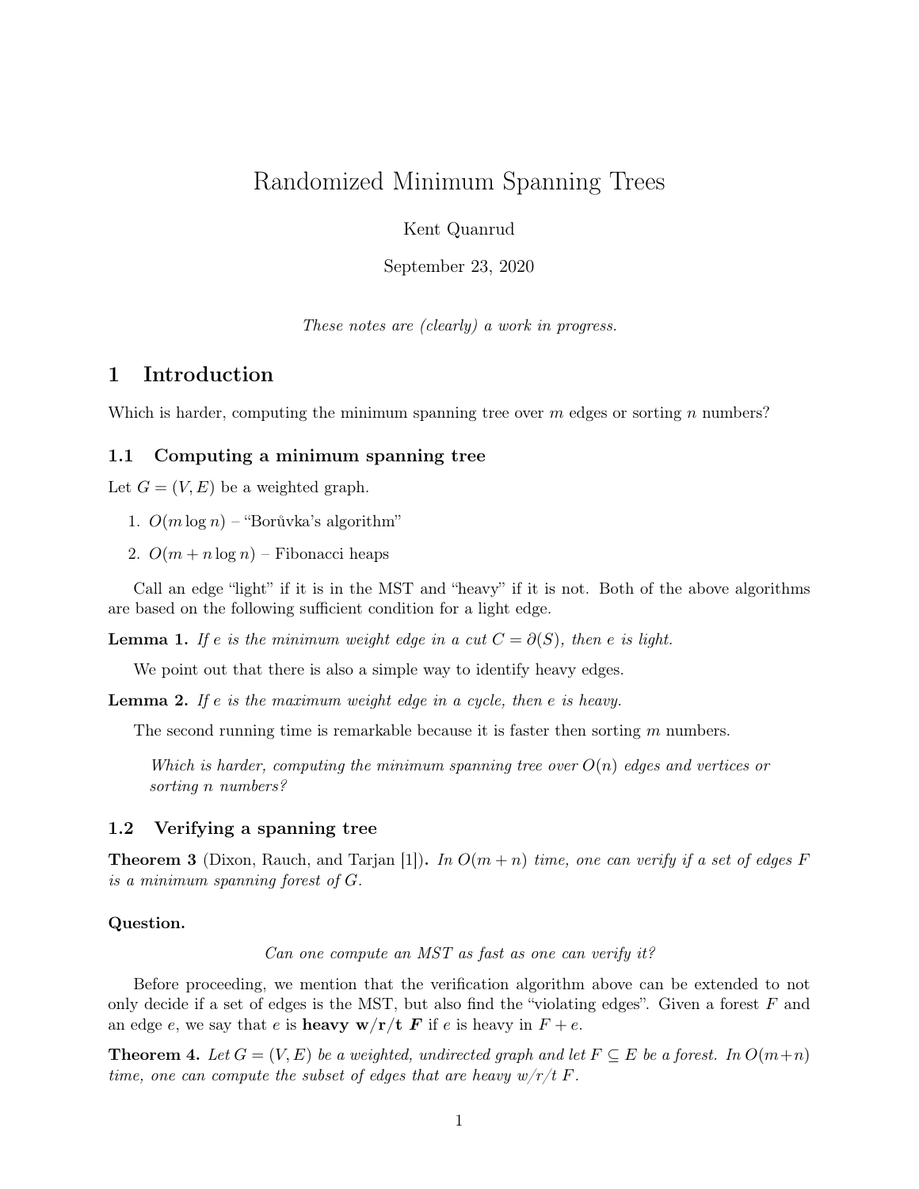# Randomized Minimum Spanning Trees

Kent Quanrud

September 23, 2020

*These notes are (clearly) a work in progress.*

## 1 Introduction

Which is harder, computing the minimum spanning tree over $m$ edges or sorting $n$ numbers?

### 1.1 Computing a minimum spanning tree

Let $G = (V, E)$ be a weighted graph.

1. $O(m \log n)$ – "Borůvka's algorithm"
2. $O(m + n \log n)$ – Fibonacci heaps

Call an edge "light" if it is in the MST and "heavy" if it is not. Both of the above algorithms are based on the following sufficient condition for a light edge.

**Lemma 1.** *If $e$ is the minimum weight edge in a cut $C = \partial(S)$, then $e$ is light.*

We point out that there is also a simple way to identify heavy edges.

**Lemma 2.** *If $e$ is the maximum weight edge in a cycle, then $e$ is heavy.*

The second running time is remarkable because it is faster then sorting $m$ numbers.

> *Which is harder, computing the minimum spanning tree over $O(n)$ edges and vertices or sorting $n$ numbers?*

### 1.2 Verifying a spanning tree

**Theorem 3** (Dixon, Rauch, and Tarjan [1])**.** *In $O(m + n)$ time, one can verify if a set of edges $F$ is a minimum spanning forest of $G$.*

**Question.**

*Can one compute an MST as fast as one can verify it?*

Before proceeding, we mention that the verification algorithm above can be extended to not only decide if a set of edges is the MST, but also find the "violating edges". Given a forest $F$ and an edge $e$, we say that $e$ is **heavy w/r/t $F$** if $e$ is heavy in $F + e$.

**Theorem 4.** *Let $G = (V, E)$ be a weighted, undirected graph and let $F \subseteq E$ be a forest. In $O(m+n)$ time, one can compute the subset of edges that are heavy w/r/t $F$.*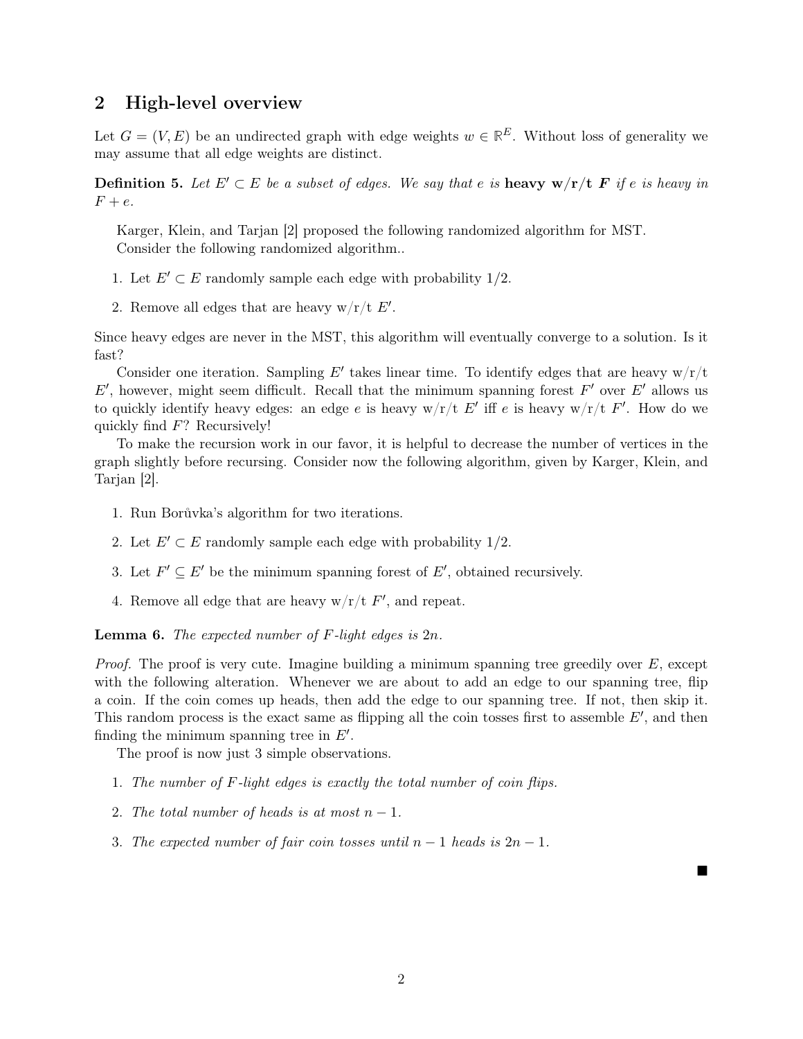## 2 High-level overview

Let $G = (V, E)$ be an undirected graph with edge weights $w \in \mathbb{R}^E$. Without loss of generality we may assume that all edge weights are distinct.

**Definition 5.** *Let $E' \subset E$ be a subset of edges. We say that $e$ is* **heavy w/r/t $F$** *if $e$ is heavy in $F + e$.*

Karger, Klein, and Tarjan [2] proposed the following randomized algorithm for MST.
Consider the following randomized algorithm..

1. Let $E' \subset E$ randomly sample each edge with probability $1/2$.
2. Remove all edges that are heavy w/r/t $E'$.

Since heavy edges are never in the MST, this algorithm will eventually converge to a solution. Is it fast?

Consider one iteration. Sampling $E'$ takes linear time. To identify edges that are heavy w/r/t $E'$, however, might seem difficult. Recall that the minimum spanning forest $F'$ over $E'$ allows us to quickly identify heavy edges: an edge $e$ is heavy w/r/t $E'$ iff $e$ is heavy w/r/t $F'$. How do we quickly find $F$? Recursively!

To make the recursion work in our favor, it is helpful to decrease the number of vertices in the graph slightly before recursing. Consider now the following algorithm, given by Karger, Klein, and Tarjan [2].

1. Run Borůvka's algorithm for two iterations.
2. Let $E' \subset E$ randomly sample each edge with probability $1/2$.
3. Let $F' \subseteq E'$ be the minimum spanning forest of $E'$, obtained recursively.
4. Remove all edge that are heavy w/r/t $F'$, and repeat.

**Lemma 6.** *The expected number of $F$-light edges is $2n$.*

*Proof.* The proof is very cute. Imagine building a minimum spanning tree greedily over $E$, except with the following alteration. Whenever we are about to add an edge to our spanning tree, flip a coin. If the coin comes up heads, then add the edge to our spanning tree. If not, then skip it. This random process is the exact same as flipping all the coin tosses first to assemble $E'$, and then finding the minimum spanning tree in $E'$.

The proof is now just 3 simple observations.

1. *The number of $F$-light edges is exactly the total number of coin flips.*
2. *The total number of heads is at most $n - 1$.*
3. *The expected number of fair coin tosses until $n - 1$ heads is $2n - 1$.*

∎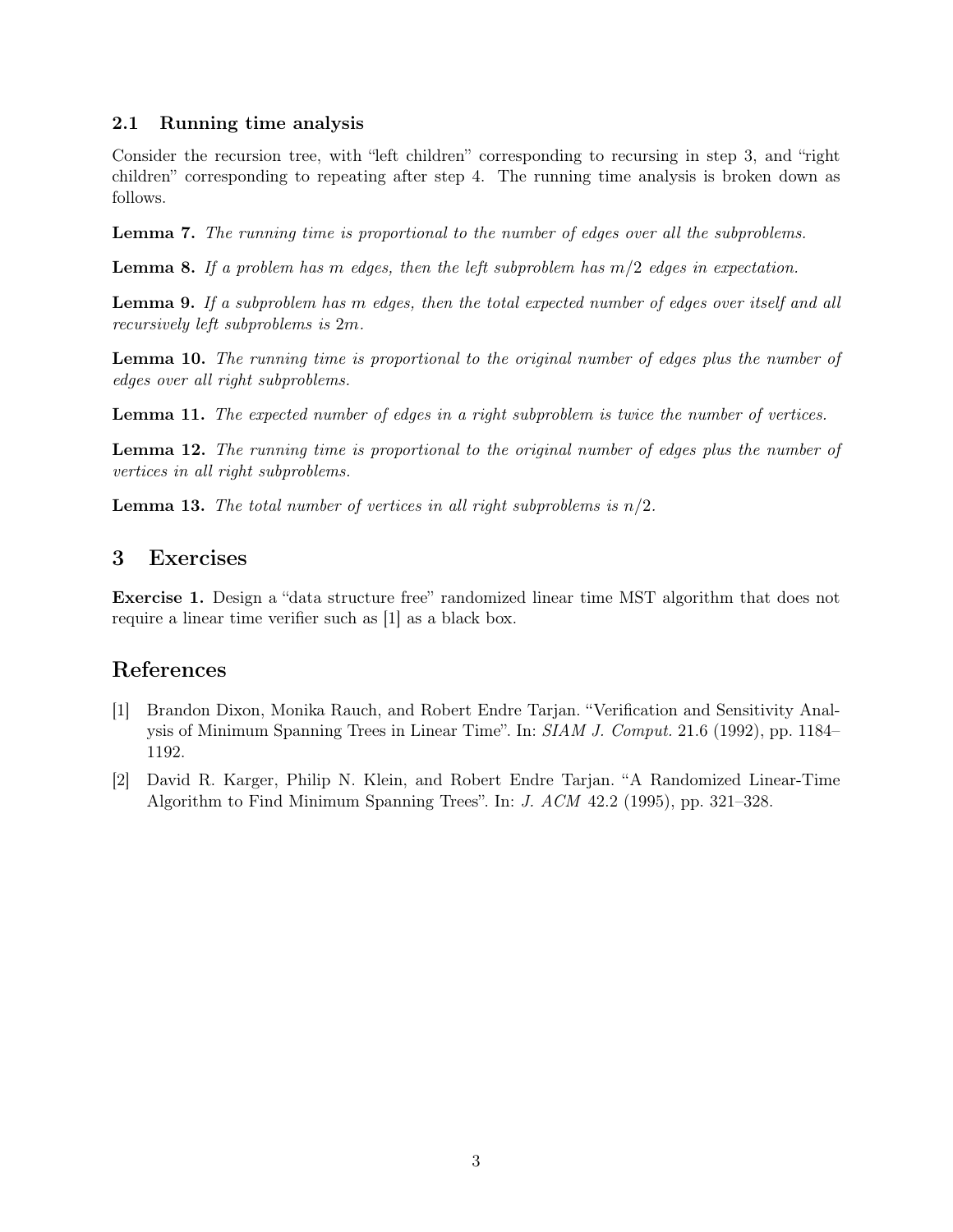### 2.1 Running time analysis

Consider the recursion tree, with "left children" corresponding to recursing in step 3, and "right children" corresponding to repeating after step 4. The running time analysis is broken down as follows.

**Lemma 7.** *The running time is proportional to the number of edges over all the subproblems.*

**Lemma 8.** *If a problem has $m$ edges, then the left subproblem has $m/2$ edges in expectation.*

**Lemma 9.** *If a subproblem has $m$ edges, then the total expected number of edges over itself and all recursively left subproblems is $2m$.*

**Lemma 10.** *The running time is proportional to the original number of edges plus the number of edges over all right subproblems.*

**Lemma 11.** *The expected number of edges in a right subproblem is twice the number of vertices.*

**Lemma 12.** *The running time is proportional to the original number of edges plus the number of vertices in all right subproblems.*

**Lemma 13.** *The total number of vertices in all right subproblems is $n/2$.*

## 3 Exercises

**Exercise 1.** Design a "data structure free" randomized linear time MST algorithm that does not require a linear time verifier such as [1] as a black box.

## References

[1] Brandon Dixon, Monika Rauch, and Robert Endre Tarjan. "Verification and Sensitivity Analysis of Minimum Spanning Trees in Linear Time". In: *SIAM J. Comput.* 21.6 (1992), pp. 1184–1192.

[2] David R. Karger, Philip N. Klein, and Robert Endre Tarjan. "A Randomized Linear-Time Algorithm to Find Minimum Spanning Trees". In: *J. ACM* 42.2 (1995), pp. 321–328.